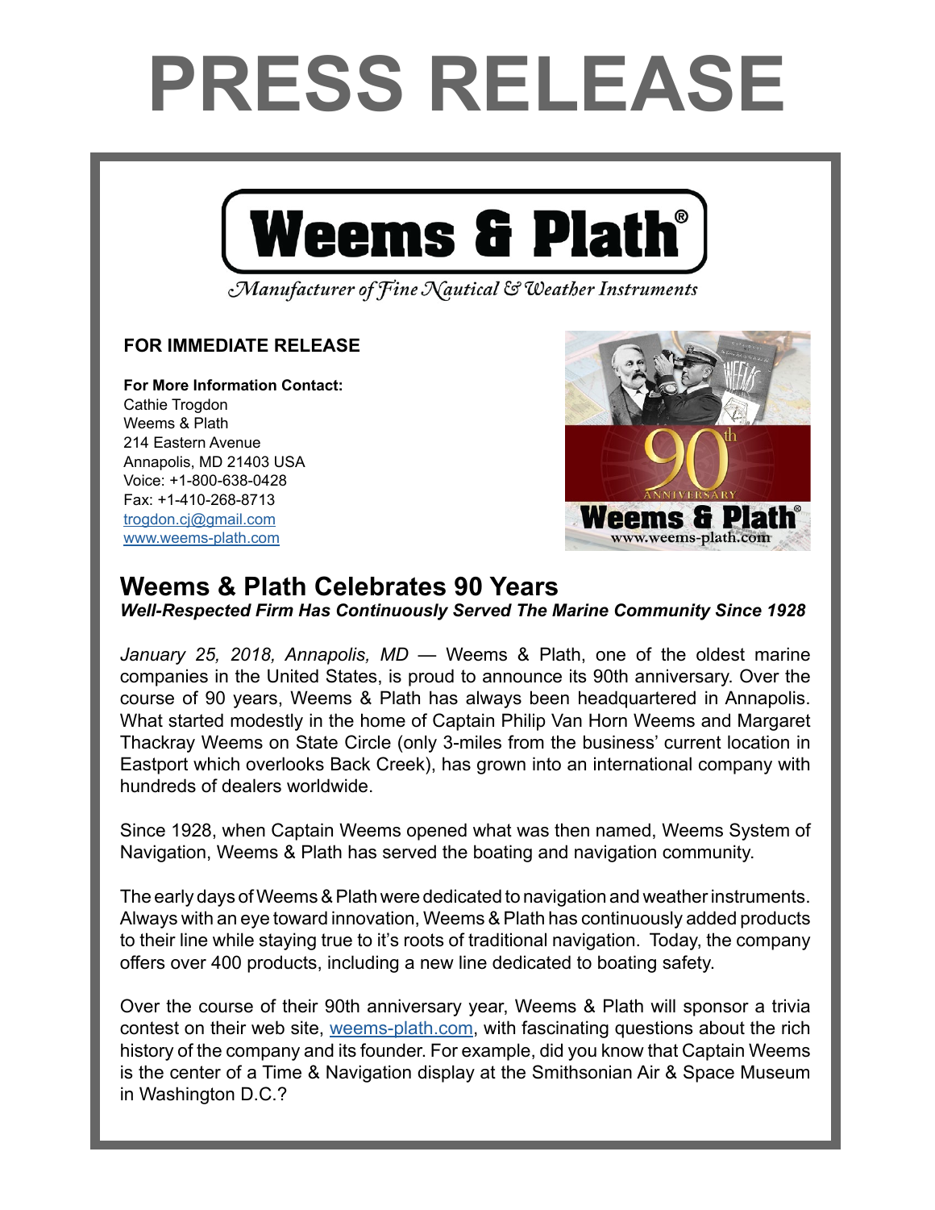# PRESS RELEASE

**Weems & Plath®**

*Manufacturer of Fine Nautical & Weather Instruments*

**FOR IMMEDIATE RELEASE**

**For More Information Contact:**
Cathie Trogdon
Weems & Plath
214 Eastern Avenue
Annapolis, MD 21403 USA
Voice: +1-800-638-0428
Fax: +1-410-268-8713
[trogdon.cj@gmail.com](mailto:trogdon.cj@gmail.com)
[www.weems-plath.com](http://www.weems-plath.com)

## Weems & Plath Celebrates 90 Years

***Well-Respected Firm Has Continuously Served The Marine Community Since 1928***

*January 25, 2018, Annapolis, MD* — Weems & Plath, one of the oldest marine companies in the United States, is proud to announce its 90th anniversary. Over the course of 90 years, Weems & Plath has always been headquartered in Annapolis. What started modestly in the home of Captain Philip Van Horn Weems and Margaret Thackray Weems on State Circle (only 3-miles from the business' current location in Eastport which overlooks Back Creek), has grown into an international company with hundreds of dealers worldwide.

Since 1928, when Captain Weems opened what was then named, Weems System of Navigation, Weems & Plath has served the boating and navigation community.

The early days of Weems & Plath were dedicated to navigation and weather instruments. Always with an eye toward innovation, Weems & Plath has continuously added products to their line while staying true to it's roots of traditional navigation. Today, the company offers over 400 products, including a new line dedicated to boating safety.

Over the course of their 90th anniversary year, Weems & Plath will sponsor a trivia contest on their web site, [weems-plath.com](http://weems-plath.com), with fascinating questions about the rich history of the company and its founder. For example, did you know that Captain Weems is the center of a Time & Navigation display at the Smithsonian Air & Space Museum in Washington D.C.?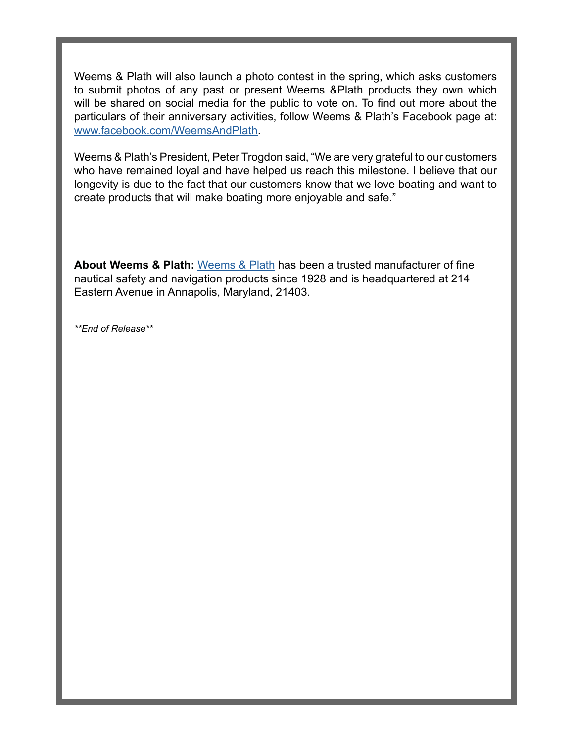Weems & Plath will also launch a photo contest in the spring, which asks customers to submit photos of any past or present Weems &Plath products they own which will be shared on social media for the public to vote on. To find out more about the particulars of their anniversary activities, follow Weems & Plath's Facebook page at: [www.facebook.com/WeemsAndPlath](http://www.facebook.com/WeemsAndPlath).

Weems & Plath's President, Peter Trogdon said, "We are very grateful to our customers who have remained loyal and have helped us reach this milestone. I believe that our longevity is due to the fact that our customers know that we love boating and want to create products that will make boating more enjoyable and safe."

---

**About Weems & Plath:** Weems & Plath has been a trusted manufacturer of fine nautical safety and navigation products since 1928 and is headquartered at 214 Eastern Avenue in Annapolis, Maryland, 21403.

*\*\*End of Release\*\**